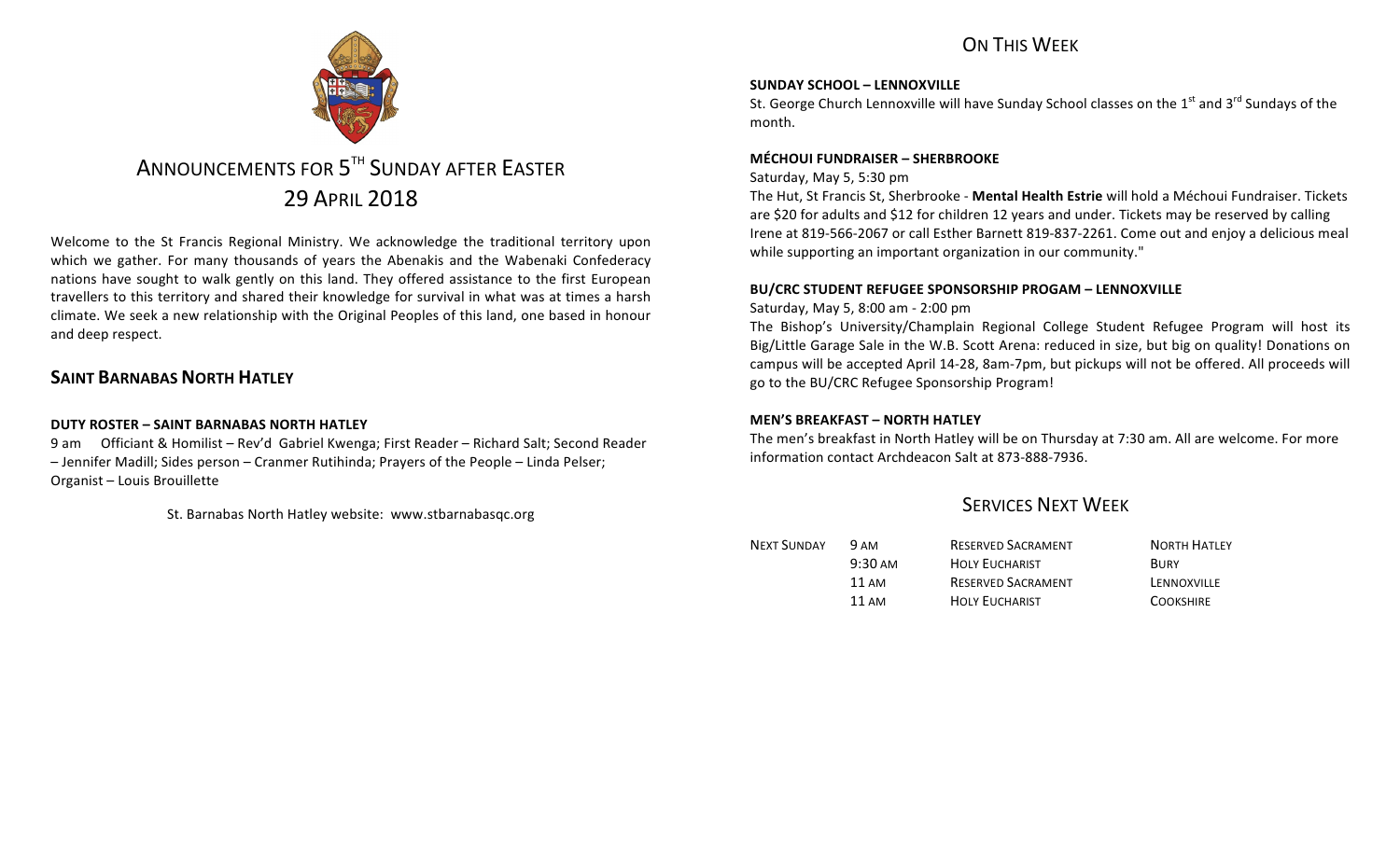# Announcements for 5th Sunday after Easter

## 29 April 2018

Welcome to the St Francis Regional Ministry. We acknowledge the traditional territory upon which we gather. For many thousands of years the Abenakis and the Wabenaki Confederacy nations have sought to walk gently on this land. They offered assistance to the first European travellers to this territory and shared their knowledge for survival in what was at times a harsh climate. We seek a new relationship with the Original Peoples of this land, one based in honour and deep respect.

## Saint Barnabas North Hatley

**DUTY ROSTER – SAINT BARNABAS NORTH HATLEY**

9 am Officiant & Homilist – Rev'd Gabriel Kwenga; First Reader – Richard Salt; Second Reader – Jennifer Madill; Sides person – Cranmer Rutihinda; Prayers of the People – Linda Pelser; Organist – Louis Brouillette

St. Barnabas North Hatley website: www.stbarnabasqc.org

## On This Week

**SUNDAY SCHOOL – LENNOXVILLE**

St. George Church Lennoxville will have Sunday School classes on the 1st and 3rd Sundays of the month.

**MÉCHOUI FUNDRAISER – SHERBROOKE**

Saturday, May 5, 5:30 pm

The Hut, St Francis St, Sherbrooke - **Mental Health Estrie** will hold a Méchoui Fundraiser. Tickets are $20 for adults and $12 for children 12 years and under. Tickets may be reserved by calling Irene at 819-566-2067 or call Esther Barnett 819-837-2261. Come out and enjoy a delicious meal while supporting an important organization in our community."

**BU/CRC STUDENT REFUGEE SPONSORSHIP PROGAM – LENNOXVILLE**

Saturday, May 5, 8:00 am - 2:00 pm

The Bishop's University/Champlain Regional College Student Refugee Program will host its Big/Little Garage Sale in the W.B. Scott Arena: reduced in size, but big on quality! Donations on campus will be accepted April 14-28, 8am-7pm, but pickups will not be offered. All proceeds will go to the BU/CRC Refugee Sponsorship Program!

**MEN'S BREAKFAST – NORTH HATLEY**

The men's breakfast in North Hatley will be on Thursday at 7:30 am. All are welcome. For more information contact Archdeacon Salt at 873-888-7936.

## Services Next Week

| | | | |
|---|---|---|---|
| Next Sunday | 9 am | Reserved Sacrament | North Hatley |
| | 9:30 am | Holy Eucharist | Bury |
| | 11 am | Reserved Sacrament | Lennoxville |
| | 11 am | Holy Eucharist | Cookshire |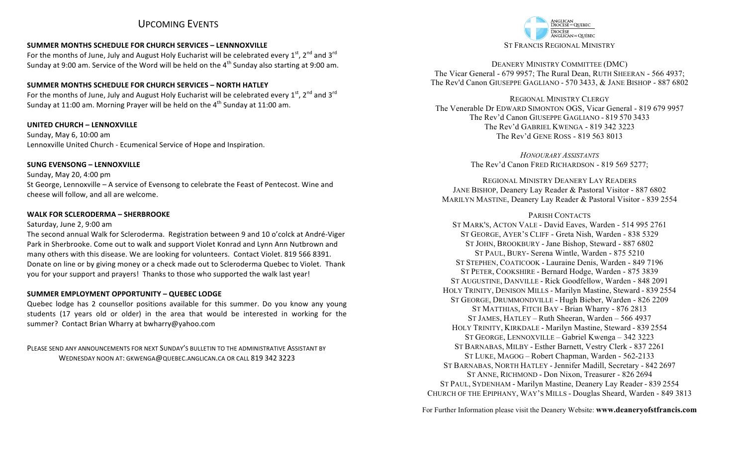# Upcoming Events

**SUMMER MONTHS SCHEDULE FOR CHURCH SERVICES – LENNNOXVILLE**

For the months of June, July and August Holy Eucharist will be celebrated every 1st, 2nd and 3rd Sunday at 9:00 am. Service of the Word will be held on the 4th Sunday also starting at 9:00 am.

**SUMMER MONTHS SCHEDULE FOR CHURCH SERVICES – NORTH HATLEY**

For the months of June, July and August Holy Eucharist will be celebrated every 1st, 2nd and 3rd Sunday at 11:00 am. Morning Prayer will be held on the 4th Sunday at 11:00 am.

**UNITED CHURCH – LENNOXVILLE**

Sunday, May 6, 10:00 am
Lennoxville United Church - Ecumenical Service of Hope and Inspiration.

**SUNG EVENSONG – LENNOXVILLE**

Sunday, May 20, 4:00 pm
St George, Lennoxville – A service of Evensong to celebrate the Feast of Pentecost. Wine and cheese will follow, and all are welcome.

**WALK FOR SCLERODERMA – SHERBROOKE**

Saturday, June 2, 9:00 am
The second annual Walk for Scleroderma. Registration between 9 and 10 o'colck at André-Viger Park in Sherbrooke. Come out to walk and support Violet Konrad and Lynn Ann Nutbrown and many others with this disease. We are looking for volunteers. Contact Violet. 819 566 8391. Donate on line or by giving money or a check made out to Scleroderma Quebec to Violet. Thank you for your support and prayers! Thanks to those who supported the walk last year!

**SUMMER EMPLOYMENT OPPORTUNITY – QUEBEC LODGE**

Quebec lodge has 2 counsellor positions available for this summer. Do you know any young students (17 years old or older) in the area that would be interested in working for the summer? Contact Brian Wharry at bwharry@yahoo.com

PLEASE SEND ANY ANNOUNCEMENTS FOR NEXT SUNDAY'S BULLETIN TO THE ADMINISTRATIVE ASSISTANT BY WEDNESDAY NOON AT: GKWENGA@QUEBEC.ANGLICAN.CA OR CALL 819 342 3223

Anglican Diocese of Quebec
Diocèse Anglican de Québec

ST FRANCIS REGIONAL MINISTRY

DEANERY MINISTRY COMMITTEE (DMC)
The Vicar General - 679 9957; The Rural Dean, RUTH SHEERAN - 566 4937;
The Rev'd Canon GIUSEPPE GAGLIANO - 570 3433, & JANE BISHOP - 887 6802

REGIONAL MINISTRY CLERGY
The Venerable Dr EDWARD SIMONTON OGS, Vicar General - 819 679 9957
The Rev'd Canon GIUSEPPE GAGLIANO - 819 570 3433
The Rev'd GABRIEL KWENGA - 819 342 3223
The Rev'd GENE ROSS - 819 563 8013

*HONOURARY ASSISTANTS*
The Rev'd Canon FRED RICHARDSON - 819 569 5277;

REGIONAL MINISTRY DEANERY LAY READERS
JANE BISHOP, Deanery Lay Reader & Pastoral Visitor - 887 6802
MARILYN MASTINE, Deanery Lay Reader & Pastoral Visitor - 839 2554

PARISH CONTACTS
ST MARK'S, ACTON VALE - David Eaves, Warden - 514 995 2761
ST GEORGE, AYER'S CLIFF - Greta Nish, Warden - 838 5329
ST JOHN, BROOKBURY - Jane Bishop, Steward - 887 6802
ST PAUL, BURY- Serena Wintle, Warden - 875 5210
ST STEPHEN, COATICOOK - Lauraine Denis, Warden - 849 7196
ST PETER, COOKSHIRE - Bernard Hodge, Warden - 875 3839
ST AUGUSTINE, DANVILLE - Rick Goodfellow, Warden - 848 2091
HOLY TRINITY, DENISON MILLS - Marilyn Mastine, Steward - 839 2554
ST GEORGE, DRUMMONDVILLE - Hugh Bieber, Warden - 826 2209
ST MATTHIAS, FITCH BAY - Brian Wharry - 876 2813
ST JAMES, HATLEY – Ruth Sheeran, Warden – 566 4937
HOLY TRINITY, KIRKDALE - Marilyn Mastine, Steward - 839 2554
ST GEORGE, LENNOXVILLE – Gabriel Kwenga – 342 3223
ST BARNABAS, MILBY - Esther Barnett, Vestry Clerk - 837 2261
ST LUKE, MAGOG – Robert Chapman, Warden - 562-2133
ST BARNABAS, NORTH HATLEY - Jennifer Madill, Secretary - 842 2697
ST ANNE, RICHMOND - Don Nixon, Treasurer - 826 2694
ST PAUL, SYDENHAM - Marilyn Mastine, Deanery Lay Reader - 839 2554
CHURCH OF THE EPIPHANY, WAY'S MILLS - Douglas Sheard, Warden - 849 3813

For Further Information please visit the Deanery Website: **www.deaneryofstfrancis.com**